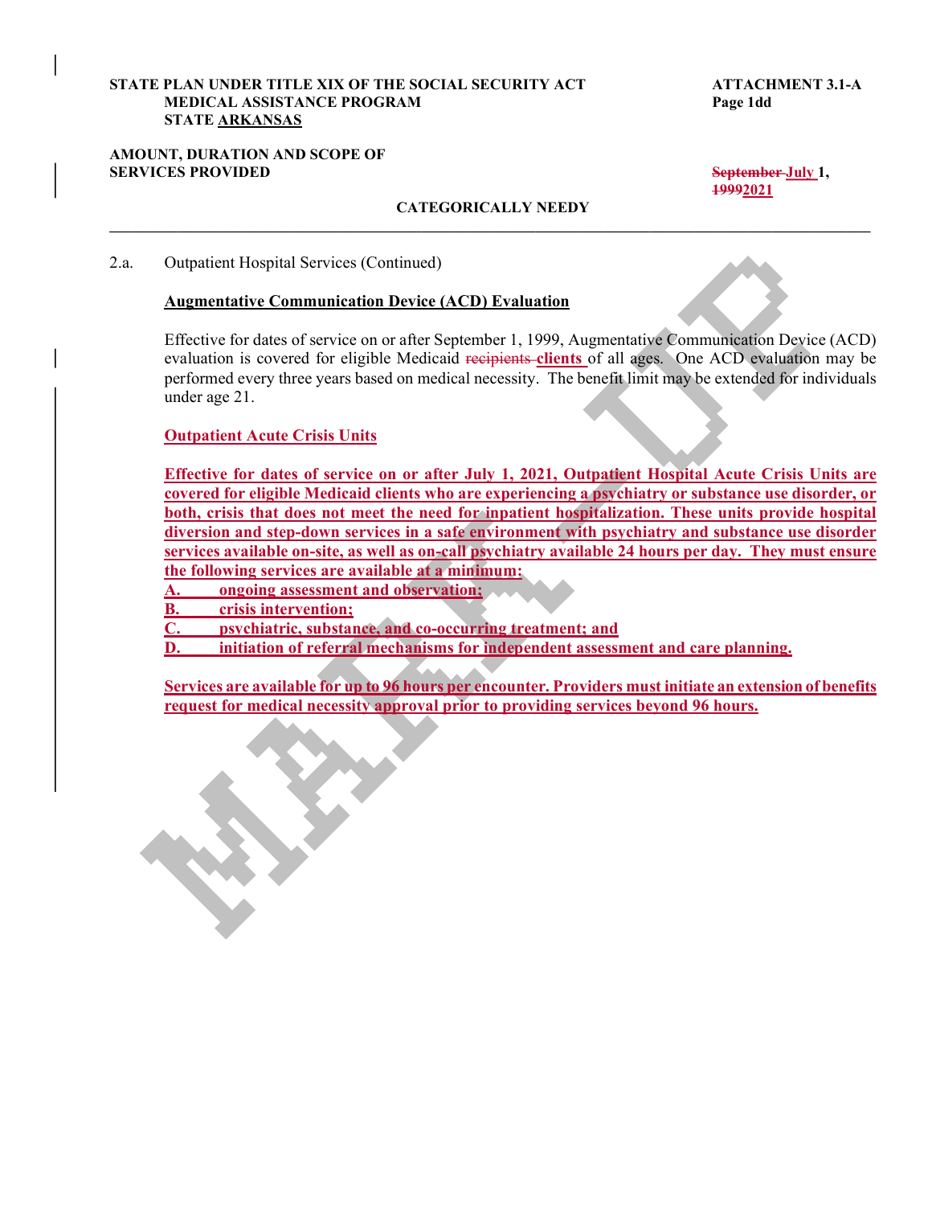**STATE PLAN UNDER TITLE XIX OF THE SOCIAL SECURITY ACT**
**MEDICAL ASSISTANCE PROGRAM**
**STATE ARKANSAS**

**ATTACHMENT 3.1-A**
**Page 1dd**

**AMOUNT, DURATION AND SCOPE OF SERVICES PROVIDED**

**~~September~~ July 1, ~~1999~~2021**

**CATEGORICALLY NEEDY**

---

2.a. Outpatient Hospital Services (Continued)

**Augmentative Communication Device (ACD) Evaluation**

Effective for dates of service on or after September 1, 1999, Augmentative Communication Device (ACD) evaluation is covered for eligible Medicaid ~~recipients~~ **clients** of all ages. One ACD evaluation may be performed every three years based on medical necessity. The benefit limit may be extended for individuals under age 21.

**Outpatient Acute Crisis Units**

**Effective for dates of service on or after July 1, 2021, Outpatient Hospital Acute Crisis Units are covered for eligible Medicaid clients who are experiencing a psychiatry or substance use disorder, or both, crisis that does not meet the need for inpatient hospitalization. These units provide hospital diversion and step-down services in a safe environment with psychiatry and substance use disorder services available on-site, as well as on-call psychiatry available 24 hours per day. They must ensure the following services are available at a minimum:**

**A. ongoing assessment and observation;**
**B. crisis intervention;**
**C. psychiatric, substance, and co-occurring treatment; and**
**D. initiation of referral mechanisms for independent assessment and care planning.**

**Services are available for up to 96 hours per encounter. Providers must initiate an extension of benefits request for medical necessity approval prior to providing services beyond 96 hours.**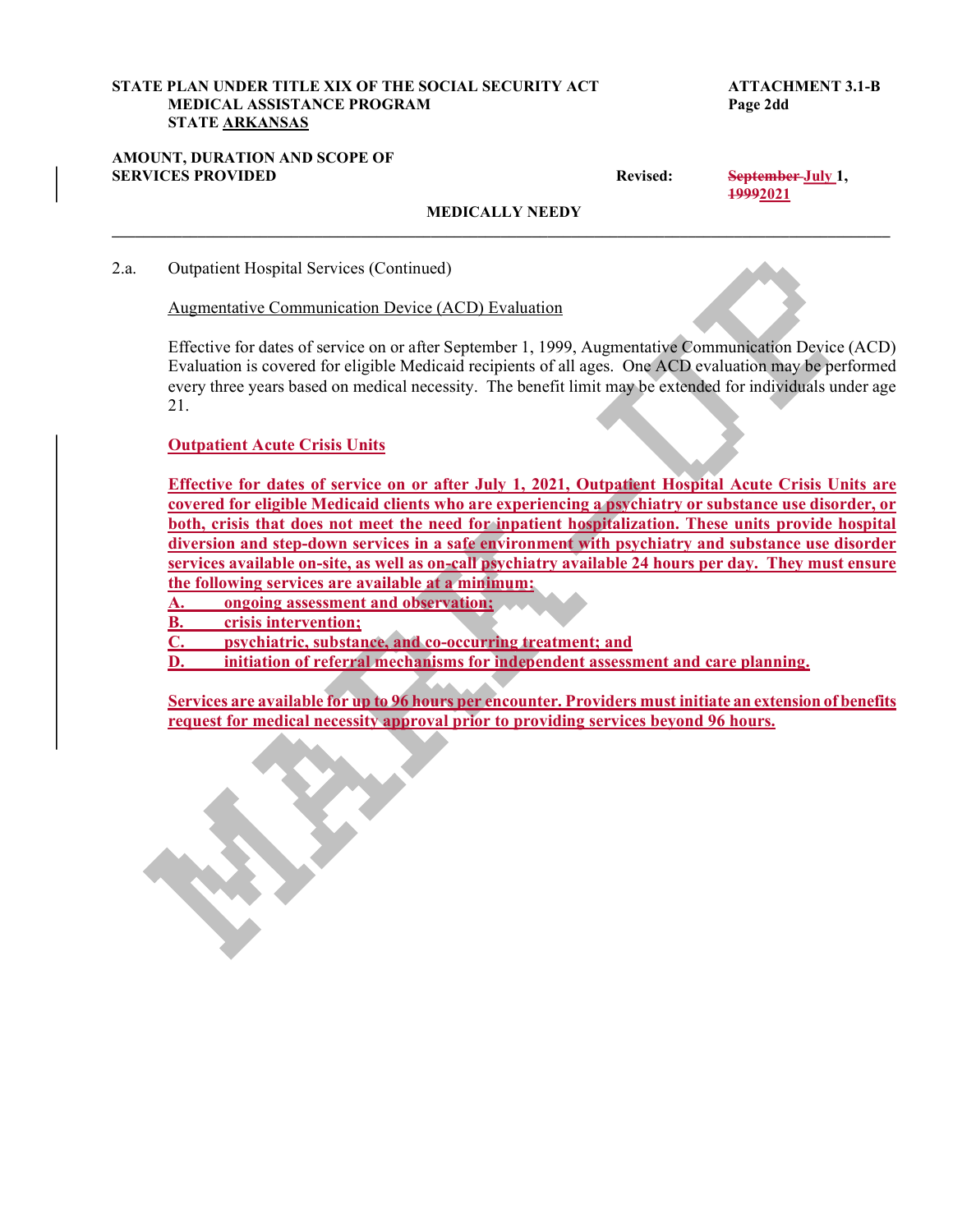**STATE PLAN UNDER TITLE XIX OF THE SOCIAL SECURITY ACT**
**MEDICAL ASSISTANCE PROGRAM**
**STATE ARKANSAS**

**ATTACHMENT 3.1-B**
**Page 2dd**

**AMOUNT, DURATION AND SCOPE OF SERVICES PROVIDED**

**Revised:** ~~September~~ July 1, ~~1999~~2021

**MEDICALLY NEEDY**

---

2.a. Outpatient Hospital Services (Continued)

Augmentative Communication Device (ACD) Evaluation

Effective for dates of service on or after September 1, 1999, Augmentative Communication Device (ACD) Evaluation is covered for eligible Medicaid recipients of all ages. One ACD evaluation may be performed every three years based on medical necessity. The benefit limit may be extended for individuals under age 21.

**Outpatient Acute Crisis Units**

**Effective for dates of service on or after July 1, 2021, Outpatient Hospital Acute Crisis Units are covered for eligible Medicaid clients who are experiencing a psychiatry or substance use disorder, or both, crisis that does not meet the need for inpatient hospitalization. These units provide hospital diversion and step-down services in a safe environment with psychiatry and substance use disorder services available on-site, as well as on-call psychiatry available 24 hours per day. They must ensure the following services are available at a minimum:**

**A. ongoing assessment and observation;**
**B. crisis intervention;**
**C. psychiatric, substance, and co-occurring treatment; and**
**D. initiation of referral mechanisms for independent assessment and care planning.**

**Services are available for up to 96 hours per encounter. Providers must initiate an extension of benefits request for medical necessity approval prior to providing services beyond 96 hours.**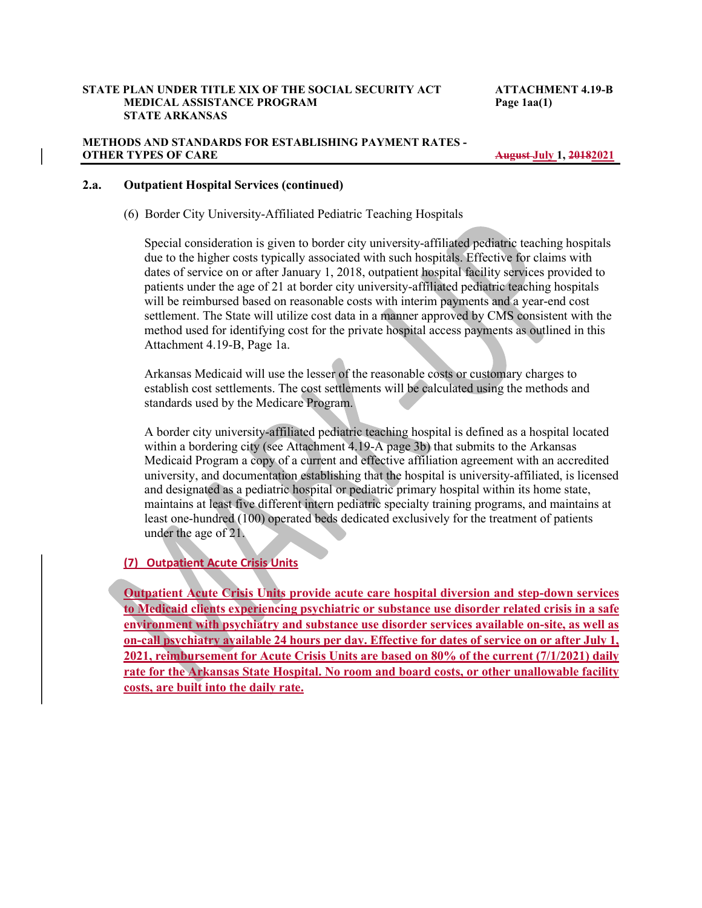**STATE PLAN UNDER TITLE XIX OF THE SOCIAL SECURITY ACT**
**MEDICAL ASSISTANCE PROGRAM**
**STATE ARKANSAS**

**ATTACHMENT 4.19-B**
**Page 1aa(1)**

**METHODS AND STANDARDS FOR ESTABLISHING PAYMENT RATES - OTHER TYPES OF CARE**

**~~August~~ July 1, ~~2018~~2021**

## 2.a. Outpatient Hospital Services (continued)

(6) Border City University-Affiliated Pediatric Teaching Hospitals

Special consideration is given to border city university-affiliated pediatric teaching hospitals due to the higher costs typically associated with such hospitals. Effective for claims with dates of service on or after January 1, 2018, outpatient hospital facility services provided to patients under the age of 21 at border city university-affiliated pediatric teaching hospitals will be reimbursed based on reasonable costs with interim payments and a year-end cost settlement. The State will utilize cost data in a manner approved by CMS consistent with the method used for identifying cost for the private hospital access payments as outlined in this Attachment 4.19-B, Page 1a.

Arkansas Medicaid will use the lesser of the reasonable costs or customary charges to establish cost settlements. The cost settlements will be calculated using the methods and standards used by the Medicare Program.

A border city university-affiliated pediatric teaching hospital is defined as a hospital located within a bordering city (see Attachment 4.19-A page 3b) that submits to the Arkansas Medicaid Program a copy of a current and effective affiliation agreement with an accredited university, and documentation establishing that the hospital is university-affiliated, is licensed and designated as a pediatric hospital or pediatric primary hospital within its home state, maintains at least five different intern pediatric specialty training programs, and maintains at least one-hundred (100) operated beds dedicated exclusively for the treatment of patients under the age of 21.

**(7) Outpatient Acute Crisis Units**

**Outpatient Acute Crisis Units provide acute care hospital diversion and step-down services to Medicaid clients experiencing psychiatric or substance use disorder related crisis in a safe environment with psychiatry and substance use disorder services available on-site, as well as on-call psychiatry available 24 hours per day. Effective for dates of service on or after July 1, 2021, reimbursement for Acute Crisis Units are based on 80% of the current (7/1/2021) daily rate for the Arkansas State Hospital. No room and board costs, or other unallowable facility costs, are built into the daily rate.**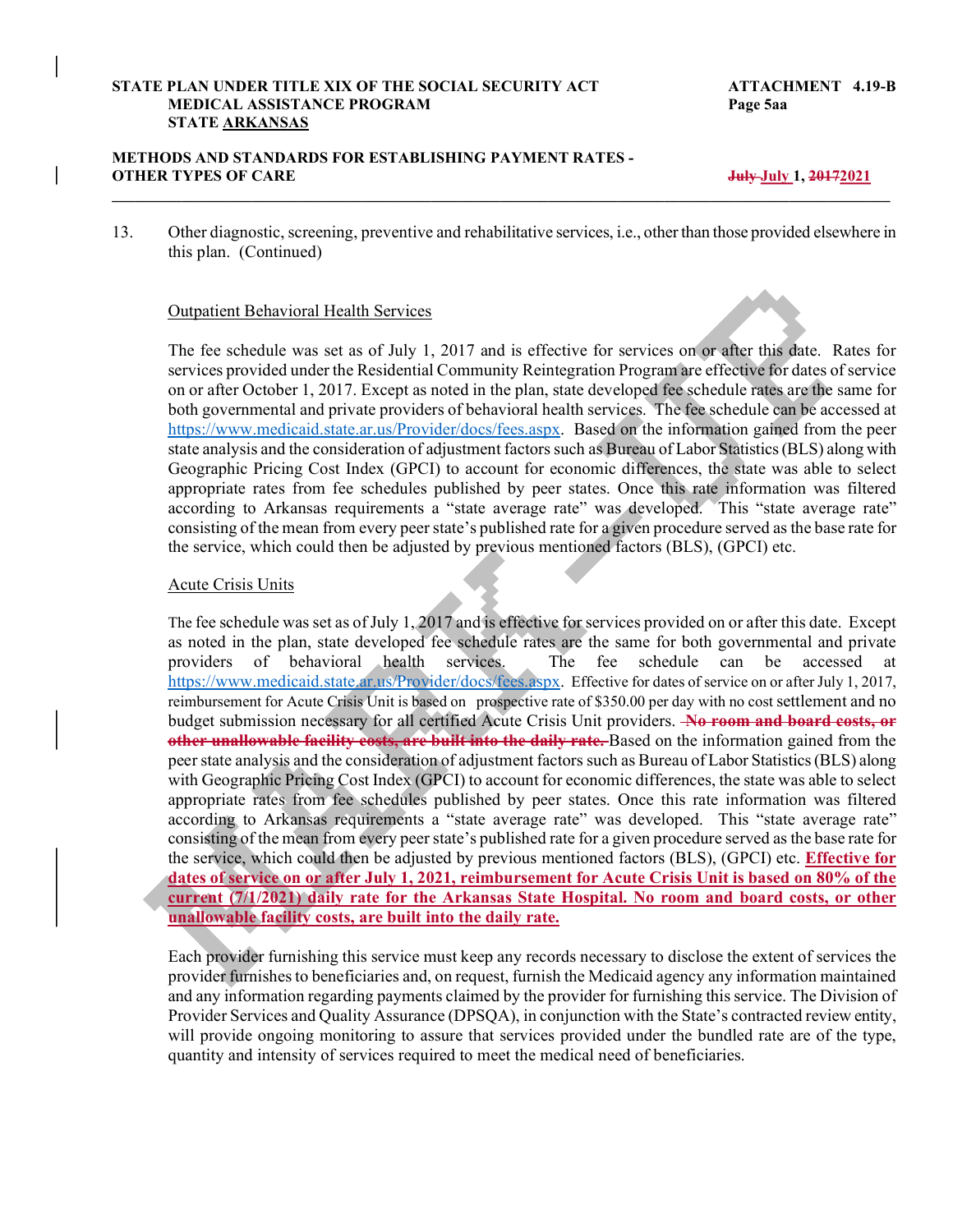**STATE PLAN UNDER TITLE XIX OF THE SOCIAL SECURITY ACT** **ATTACHMENT 4.19-B**
**MEDICAL ASSISTANCE PROGRAM** **Page 5aa**
**STATE ARKANSAS**

**METHODS AND STANDARDS FOR ESTABLISHING PAYMENT RATES - OTHER TYPES OF CARE** **~~July~~ July 1, ~~2017~~2021**

---

13. Other diagnostic, screening, preventive and rehabilitative services, i.e., other than those provided elsewhere in this plan. (Continued)

Outpatient Behavioral Health Services

The fee schedule was set as of July 1, 2017 and is effective for services on or after this date. Rates for services provided under the Residential Community Reintegration Program are effective for dates of service on or after October 1, 2017. Except as noted in the plan, state developed fee schedule rates are the same for both governmental and private providers of behavioral health services. The fee schedule can be accessed at https://www.medicaid.state.ar.us/Provider/docs/fees.aspx. Based on the information gained from the peer state analysis and the consideration of adjustment factors such as Bureau of Labor Statistics (BLS) along with Geographic Pricing Cost Index (GPCI) to account for economic differences, the state was able to select appropriate rates from fee schedules published by peer states. Once this rate information was filtered according to Arkansas requirements a "state average rate" was developed. This "state average rate" consisting of the mean from every peer state's published rate for a given procedure served as the base rate for the service, which could then be adjusted by previous mentioned factors (BLS), (GPCI) etc.

Acute Crisis Units

The fee schedule was set as of July 1, 2017 and is effective for services provided on or after this date. Except as noted in the plan, state developed fee schedule rates are the same for both governmental and private providers of behavioral health services. The fee schedule can be accessed at https://www.medicaid.state.ar.us/Provider/docs/fees.aspx. Effective for dates of service on or after July 1, 2017, reimbursement for Acute Crisis Unit is based on prospective rate of $350.00 per day with no cost settlement and no budget submission necessary for all certified Acute Crisis Unit providers. ~~**No room and board costs, or other unallowable facility costs, are built into the daily rate.**~~ Based on the information gained from the peer state analysis and the consideration of adjustment factors such as Bureau of Labor Statistics (BLS) along with Geographic Pricing Cost Index (GPCI) to account for economic differences, the state was able to select appropriate rates from fee schedules published by peer states. Once this rate information was filtered according to Arkansas requirements a "state average rate" was developed. This "state average rate" consisting of the mean from every peer state's published rate for a given procedure served as the base rate for the service, which could then be adjusted by previous mentioned factors (BLS), (GPCI) etc. **Effective for dates of service on or after July 1, 2021, reimbursement for Acute Crisis Unit is based on 80% of the current (7/1/2021) daily rate for the Arkansas State Hospital. No room and board costs, or other unallowable facility costs, are built into the daily rate.**

Each provider furnishing this service must keep any records necessary to disclose the extent of services the provider furnishes to beneficiaries and, on request, furnish the Medicaid agency any information maintained and any information regarding payments claimed by the provider for furnishing this service. The Division of Provider Services and Quality Assurance (DPSQA), in conjunction with the State's contracted review entity, will provide ongoing monitoring to assure that services provided under the bundled rate are of the type, quantity and intensity of services required to meet the medical need of beneficiaries.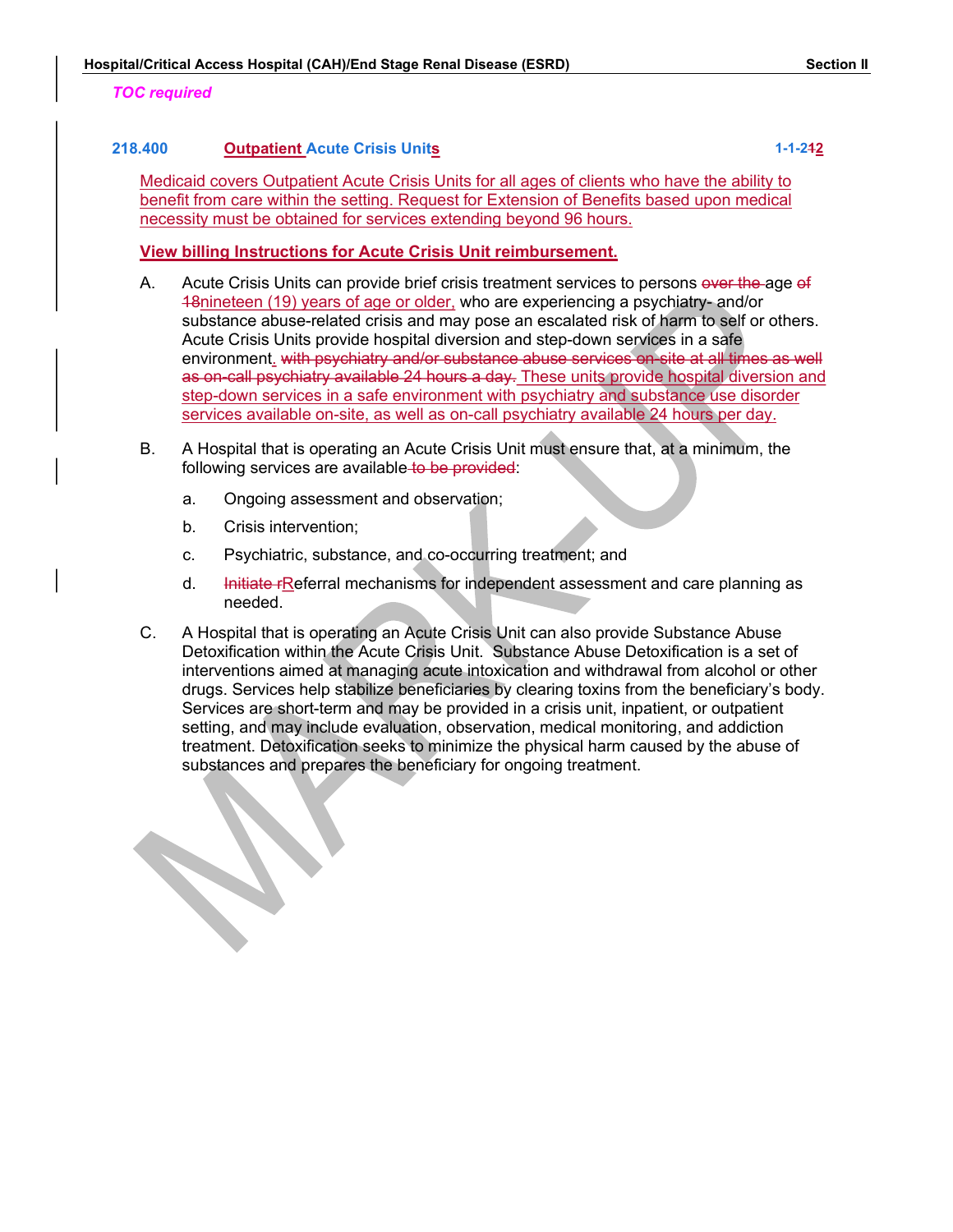*TOC required*

### 218.400 Outpatient Acute Crisis Units 1-1-212

Medicaid covers Outpatient Acute Crisis Units for all ages of clients who have the ability to benefit from care within the setting. Request for Extension of Benefits based upon medical necessity must be obtained for services extending beyond 96 hours.

**View billing Instructions for Acute Crisis Unit reimbursement.**

A. Acute Crisis Units can provide brief crisis treatment services to persons over the age of 18nineteen (19) years of age or older, who are experiencing a psychiatry- and/or substance abuse-related crisis and may pose an escalated risk of harm to self or others. Acute Crisis Units provide hospital diversion and step-down services in a safe environment. with psychiatry and/or substance abuse services on-site at all times as well as on-call psychiatry available 24 hours a day. These units provide hospital diversion and step-down services in a safe environment with psychiatry and substance use disorder services available on-site, as well as on-call psychiatry available 24 hours per day.

B. A Hospital that is operating an Acute Crisis Unit must ensure that, at a minimum, the following services are available to be provided:

   a. Ongoing assessment and observation;

   b. Crisis intervention;

   c. Psychiatric, substance, and co-occurring treatment; and

   d. Initiate rReferral mechanisms for independent assessment and care planning as needed.

C. A Hospital that is operating an Acute Crisis Unit can also provide Substance Abuse Detoxification within the Acute Crisis Unit. Substance Abuse Detoxification is a set of interventions aimed at managing acute intoxication and withdrawal from alcohol or other drugs. Services help stabilize beneficiaries by clearing toxins from the beneficiary's body. Services are short-term and may be provided in a crisis unit, inpatient, or outpatient setting, and may include evaluation, observation, medical monitoring, and addiction treatment. Detoxification seeks to minimize the physical harm caused by the abuse of substances and prepares the beneficiary for ongoing treatment.